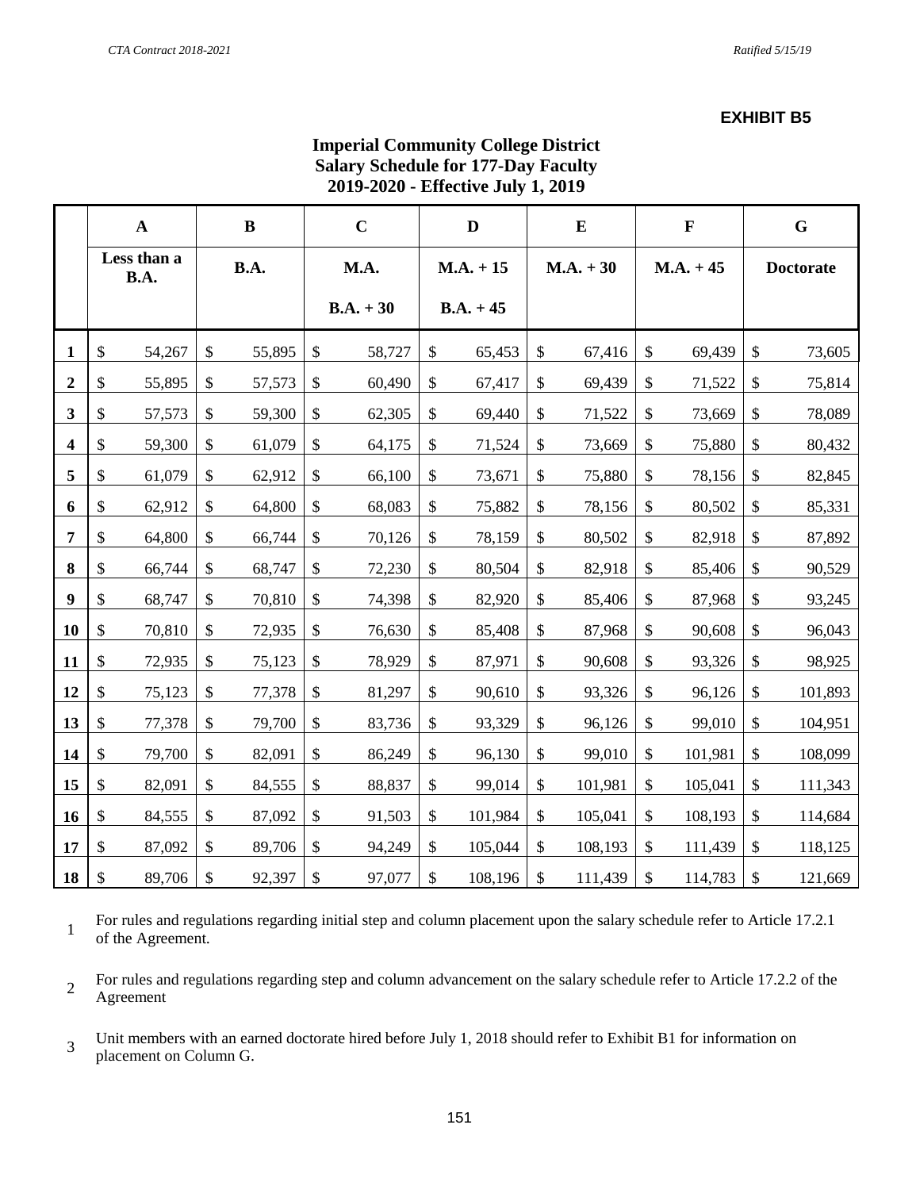**EXHIBIT B5**

**Imperial Community College District**
**Salary Schedule for 177-Day Faculty**
**2019-2020 - Effective July 1, 2019**

| | A | B | C | D | E | F | G |
|---|---|---|---|---|---|---|---|
| | Less than a B.A. | B.A. | M.A. B.A. + 30 | M.A. + 15 B.A. + 45 | M.A. + 30 | M.A. + 45 | Doctorate |
| **1** | $ 54,267 | $ 55,895 | $ 58,727 | $ 65,453 | $ 67,416 | $ 69,439 | $ 73,605 |
| **2** | $ 55,895 | $ 57,573 | $ 60,490 | $ 67,417 | $ 69,439 | $ 71,522 | $ 75,814 |
| **3** | $ 57,573 | $ 59,300 | $ 62,305 | $ 69,440 | $ 71,522 | $ 73,669 | $ 78,089 |
| **4** | $ 59,300 | $ 61,079 | $ 64,175 | $ 71,524 | $ 73,669 | $ 75,880 | $ 80,432 |
| **5** | $ 61,079 | $ 62,912 | $ 66,100 | $ 73,671 | $ 75,880 | $ 78,156 | $ 82,845 |
| **6** | $ 62,912 | $ 64,800 | $ 68,083 | $ 75,882 | $ 78,156 | $ 80,502 | $ 85,331 |
| **7** | $ 64,800 | $ 66,744 | $ 70,126 | $ 78,159 | $ 80,502 | $ 82,918 | $ 87,892 |
| **8** | $ 66,744 | $ 68,747 | $ 72,230 | $ 80,504 | $ 82,918 | $ 85,406 | $ 90,529 |
| **9** | $ 68,747 | $ 70,810 | $ 74,398 | $ 82,920 | $ 85,406 | $ 87,968 | $ 93,245 |
| **10** | $ 70,810 | $ 72,935 | $ 76,630 | $ 85,408 | $ 87,968 | $ 90,608 | $ 96,043 |
| **11** | $ 72,935 | $ 75,123 | $ 78,929 | $ 87,971 | $ 90,608 | $ 93,326 | $ 98,925 |
| **12** | $ 75,123 | $ 77,378 | $ 81,297 | $ 90,610 | $ 93,326 | $ 96,126 | $ 101,893 |
| **13** | $ 77,378 | $ 79,700 | $ 83,736 | $ 93,329 | $ 96,126 | $ 99,010 | $ 104,951 |
| **14** | $ 79,700 | $ 82,091 | $ 86,249 | $ 96,130 | $ 99,010 | $ 101,981 | $ 108,099 |
| **15** | $ 82,091 | $ 84,555 | $ 88,837 | $ 99,014 | $ 101,981 | $ 105,041 | $ 111,343 |
| **16** | $ 84,555 | $ 87,092 | $ 91,503 | $ 101,984 | $ 105,041 | $ 108,193 | $ 114,684 |
| **17** | $ 87,092 | $ 89,706 | $ 94,249 | $ 105,044 | $ 108,193 | $ 111,439 | $ 118,125 |
| **18** | $ 89,706 | $ 92,397 | $ 97,077 | $ 108,196 | $ 111,439 | $ 114,783 | $ 121,669 |

1. For rules and regulations regarding initial step and column placement upon the salary schedule refer to Article 17.2.1 of the Agreement.

2. For rules and regulations regarding step and column advancement on the salary schedule refer to Article 17.2.2 of the Agreement

3. Unit members with an earned doctorate hired before July 1, 2018 should refer to Exhibit B1 for information on placement on Column G.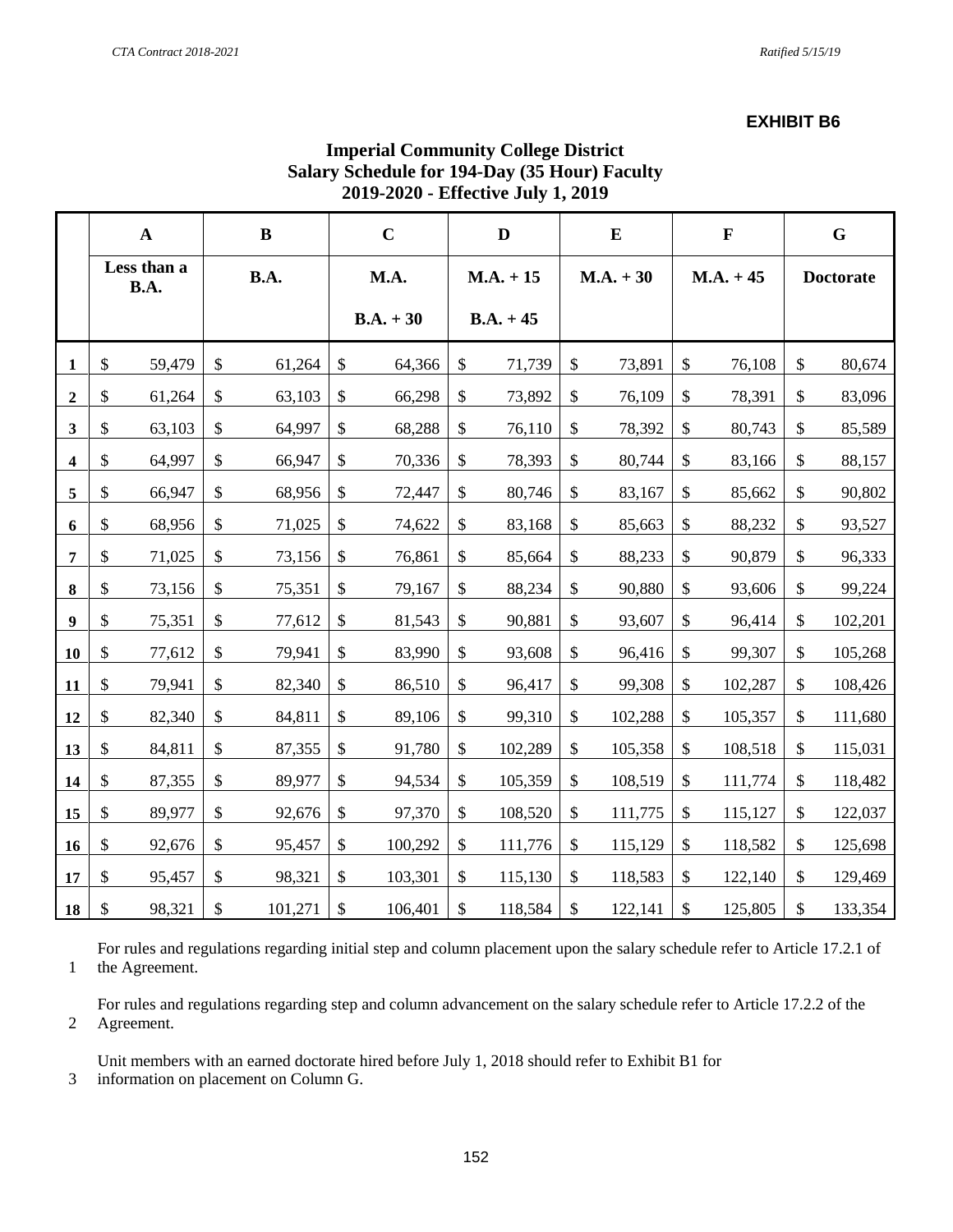**EXHIBIT B6**

# Imperial Community College District
## Salary Schedule for 194-Day (35 Hour) Faculty
## 2019-2020 - Effective July 1, 2019

| | A | B | C | D | E | F | G |
|---|---|---|---|---|---|---|---|
| | Less than a B.A. | B.A. | M.A. | M.A. + 15 | M.A. + 30 | M.A. + 45 | Doctorate |
| | | | B.A. + 30 | B.A. + 45 | | | |
| **1** | $ 59,479 | $ 61,264 | $ 64,366 | $ 71,739 | $ 73,891 | $ 76,108 | $ 80,674 |
| **2** | $ 61,264 | $ 63,103 | $ 66,298 | $ 73,892 | $ 76,109 | $ 78,391 | $ 83,096 |
| **3** | $ 63,103 | $ 64,997 | $ 68,288 | $ 76,110 | $ 78,392 | $ 80,743 | $ 85,589 |
| **4** | $ 64,997 | $ 66,947 | $ 70,336 | $ 78,393 | $ 80,744 | $ 83,166 | $ 88,157 |
| **5** | $ 66,947 | $ 68,956 | $ 72,447 | $ 80,746 | $ 83,167 | $ 85,662 | $ 90,802 |
| **6** | $ 68,956 | $ 71,025 | $ 74,622 | $ 83,168 | $ 85,663 | $ 88,232 | $ 93,527 |
| **7** | $ 71,025 | $ 73,156 | $ 76,861 | $ 85,664 | $ 88,233 | $ 90,879 | $ 96,333 |
| **8** | $ 73,156 | $ 75,351 | $ 79,167 | $ 88,234 | $ 90,880 | $ 93,606 | $ 99,224 |
| **9** | $ 75,351 | $ 77,612 | $ 81,543 | $ 90,881 | $ 93,607 | $ 96,414 | $ 102,201 |
| **10** | $ 77,612 | $ 79,941 | $ 83,990 | $ 93,608 | $ 96,416 | $ 99,307 | $ 105,268 |
| **11** | $ 79,941 | $ 82,340 | $ 86,510 | $ 96,417 | $ 99,308 | $ 102,287 | $ 108,426 |
| **12** | $ 82,340 | $ 84,811 | $ 89,106 | $ 99,310 | $ 102,288 | $ 105,357 | $ 111,680 |
| **13** | $ 84,811 | $ 87,355 | $ 91,780 | $ 102,289 | $ 105,358 | $ 108,518 | $ 115,031 |
| **14** | $ 87,355 | $ 89,977 | $ 94,534 | $ 105,359 | $ 108,519 | $ 111,774 | $ 118,482 |
| **15** | $ 89,977 | $ 92,676 | $ 97,370 | $ 108,520 | $ 111,775 | $ 115,127 | $ 122,037 |
| **16** | $ 92,676 | $ 95,457 | $ 100,292 | $ 111,776 | $ 115,129 | $ 118,582 | $ 125,698 |
| **17** | $ 95,457 | $ 98,321 | $ 103,301 | $ 115,130 | $ 118,583 | $ 122,140 | $ 129,469 |
| **18** | $ 98,321 | $ 101,271 | $ 106,401 | $ 118,584 | $ 122,141 | $ 125,805 | $ 133,354 |

1 For rules and regulations regarding initial step and column placement upon the salary schedule refer to Article 17.2.1 of the Agreement.

2 For rules and regulations regarding step and column advancement on the salary schedule refer to Article 17.2.2 of the Agreement.

3 Unit members with an earned doctorate hired before July 1, 2018 should refer to Exhibit B1 for information on placement on Column G.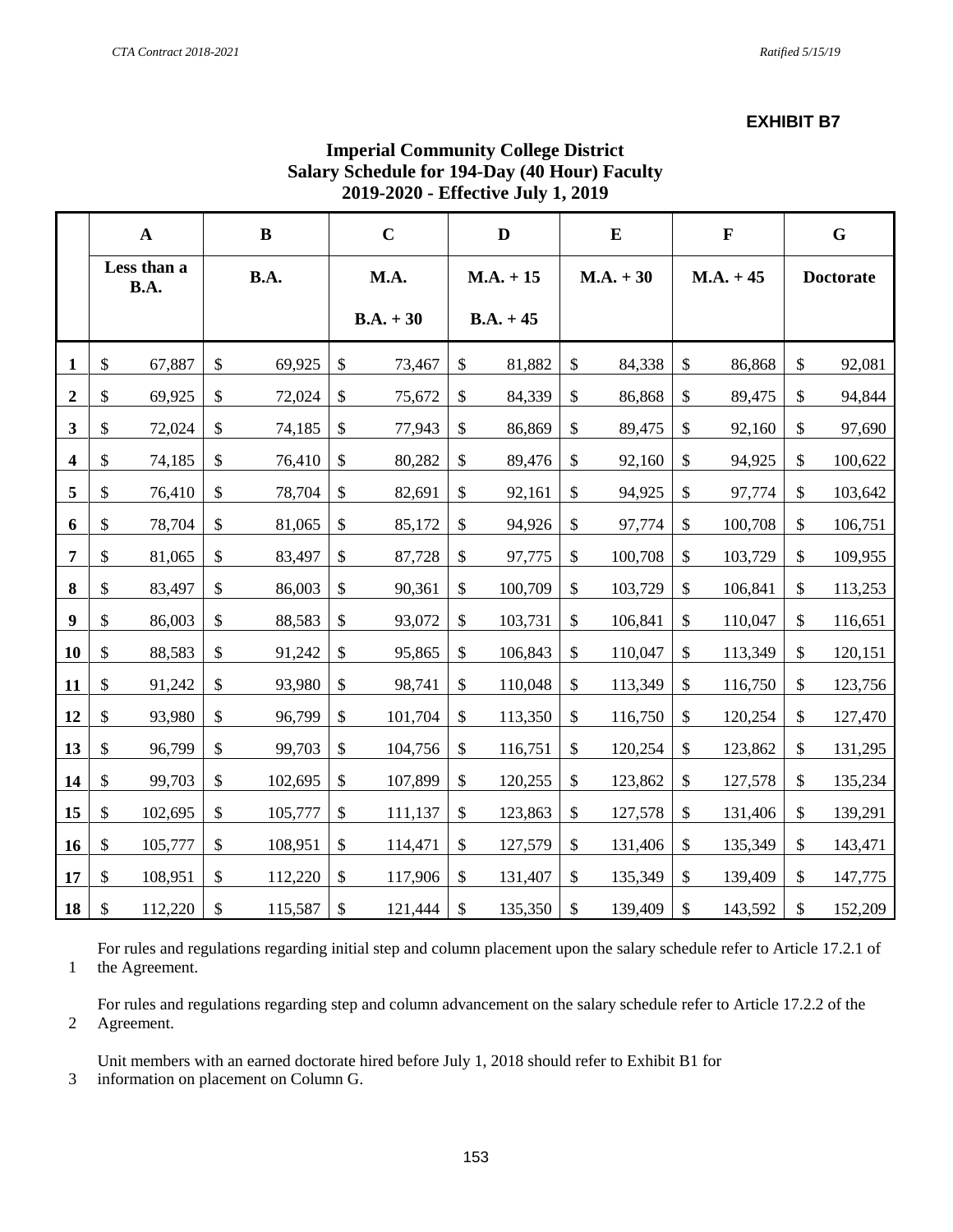**EXHIBIT B7**

# Imperial Community College District
## Salary Schedule for 194-Day (40 Hour) Faculty
## 2019-2020 - Effective July 1, 2019

| | A | B | C | D | E | F | G |
|---|---|---|---|---|---|---|---|
| | Less than a B.A. | B.A. | M.A. | M.A. + 15 | M.A. + 30 | M.A. + 45 | Doctorate |
| | | | B.A. + 30 | B.A. + 45 | | | |
| **1** | $ 67,887 | $ 69,925 | $ 73,467 | $ 81,882 | $ 84,338 | $ 86,868 | $ 92,081 |
| **2** | $ 69,925 | $ 72,024 | $ 75,672 | $ 84,339 | $ 86,868 | $ 89,475 | $ 94,844 |
| **3** | $ 72,024 | $ 74,185 | $ 77,943 | $ 86,869 | $ 89,475 | $ 92,160 | $ 97,690 |
| **4** | $ 74,185 | $ 76,410 | $ 80,282 | $ 89,476 | $ 92,160 | $ 94,925 | $ 100,622 |
| **5** | $ 76,410 | $ 78,704 | $ 82,691 | $ 92,161 | $ 94,925 | $ 97,774 | $ 103,642 |
| **6** | $ 78,704 | $ 81,065 | $ 85,172 | $ 94,926 | $ 97,774 | $ 100,708 | $ 106,751 |
| **7** | $ 81,065 | $ 83,497 | $ 87,728 | $ 97,775 | $ 100,708 | $ 103,729 | $ 109,955 |
| **8** | $ 83,497 | $ 86,003 | $ 90,361 | $ 100,709 | $ 103,729 | $ 106,841 | $ 113,253 |
| **9** | $ 86,003 | $ 88,583 | $ 93,072 | $ 103,731 | $ 106,841 | $ 110,047 | $ 116,651 |
| **10** | $ 88,583 | $ 91,242 | $ 95,865 | $ 106,843 | $ 110,047 | $ 113,349 | $ 120,151 |
| **11** | $ 91,242 | $ 93,980 | $ 98,741 | $ 110,048 | $ 113,349 | $ 116,750 | $ 123,756 |
| **12** | $ 93,980 | $ 96,799 | $ 101,704 | $ 113,350 | $ 116,750 | $ 120,254 | $ 127,470 |
| **13** | $ 96,799 | $ 99,703 | $ 104,756 | $ 116,751 | $ 120,254 | $ 123,862 | $ 131,295 |
| **14** | $ 99,703 | $ 102,695 | $ 107,899 | $ 120,255 | $ 123,862 | $ 127,578 | $ 135,234 |
| **15** | $ 102,695 | $ 105,777 | $ 111,137 | $ 123,863 | $ 127,578 | $ 131,406 | $ 139,291 |
| **16** | $ 105,777 | $ 108,951 | $ 114,471 | $ 127,579 | $ 131,406 | $ 135,349 | $ 143,471 |
| **17** | $ 108,951 | $ 112,220 | $ 117,906 | $ 131,407 | $ 135,349 | $ 139,409 | $ 147,775 |
| **18** | $ 112,220 | $ 115,587 | $ 121,444 | $ 135,350 | $ 139,409 | $ 143,592 | $ 152,209 |

1 For rules and regulations regarding initial step and column placement upon the salary schedule refer to Article 17.2.1 of the Agreement.

2 For rules and regulations regarding step and column advancement on the salary schedule refer to Article 17.2.2 of the Agreement.

3 Unit members with an earned doctorate hired before July 1, 2018 should refer to Exhibit B1 for information on placement on Column G.